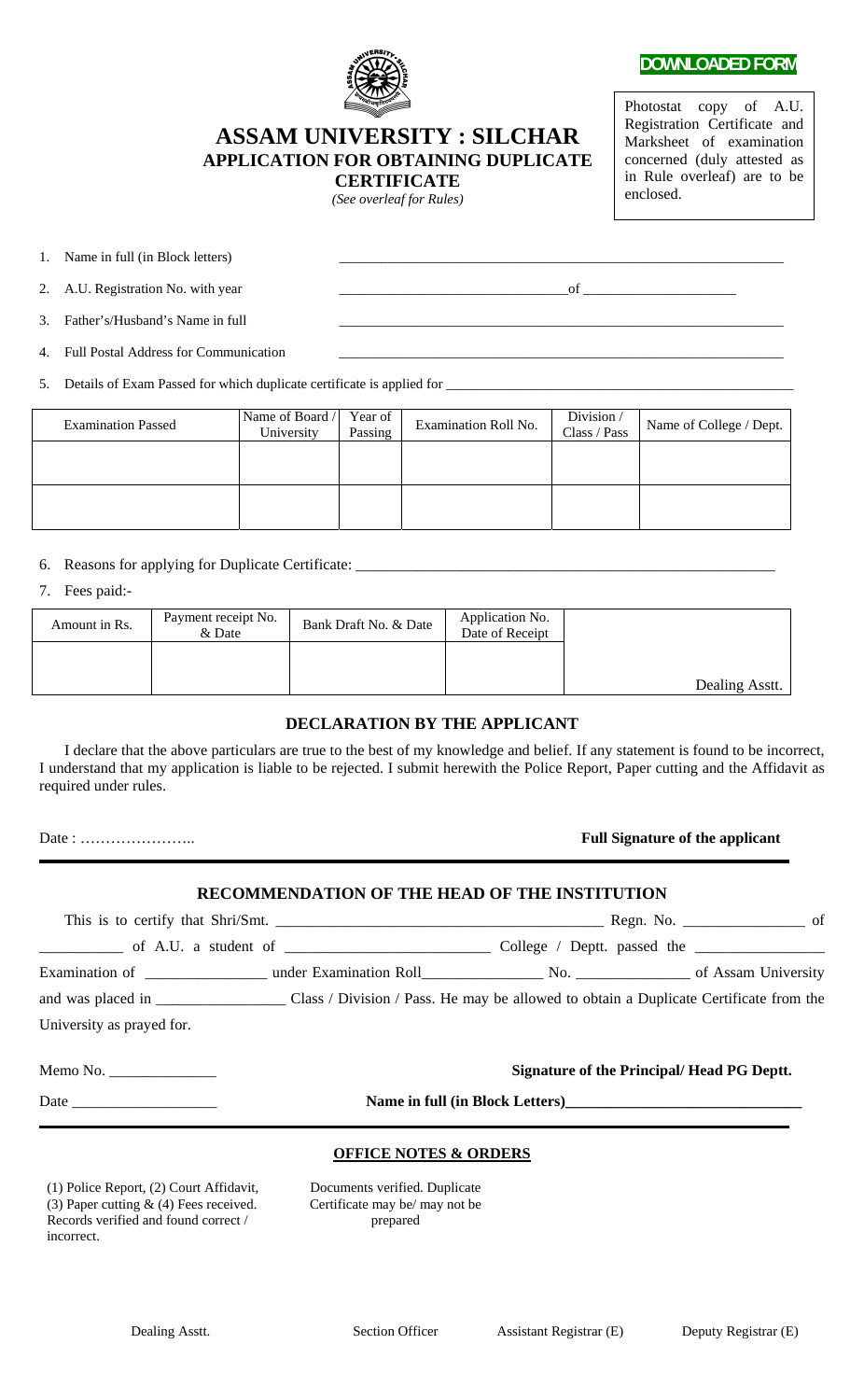DOWNLOADED FORM

Photostat copy of A.U. Registration Certificate and Marksheet of examination concerned (duly attested as in Rule overleaf) are to be enclosed.

# ASSAM UNIVERSITY : SILCHAR

## APPLICATION FOR OBTAINING DUPLICATE CERTIFICATE

*(See overleaf for Rules)*

1. Name in full (in Block letters) ____________________
2. A.U. Registration No. with year ____________________ of ____________________
3. Father's/Husband's Name in full ____________________
4. Full Postal Address for Communication ____________________
5. Details of Exam Passed for which duplicate certificate is applied for ____________________

| Examination Passed | Name of Board / University | Year of Passing | Examination Roll No. | Division / Class / Pass | Name of College / Dept. |
|---|---|---|---|---|---|
| | | | | | |
| | | | | | |

6. Reasons for applying for Duplicate Certificate: ____________________
7. Fees paid:-

| Amount in Rs. | Payment receipt No. & Date | Bank Draft No. & Date | Application No. Date of Receipt | |
|---|---|---|---|---|
| | | | | Dealing Asstt. |

### DECLARATION BY THE APPLICANT

I declare that the above particulars are true to the best of my knowledge and belief. If any statement is found to be incorrect, I understand that my application is liable to be rejected. I submit herewith the Police Report, Paper cutting and the Affidavit as required under rules.

Date : …………………..

**Full Signature of the applicant**

### RECOMMENDATION OF THE HEAD OF THE INSTITUTION

This is to certify that Shri/Smt. ____________________ Regn. No. ____________ of ____________ of A.U. a student of ____________________ College / Deptt. passed the ____________ Examination of ____________ under Examination Roll ____________ No. ____________ of Assam University and was placed in ____________ Class / Division / Pass. He may be allowed to obtain a Duplicate Certificate from the University as prayed for.

Memo No. ____________

**Signature of the Principal/ Head PG Deptt.**

Date ____________

**Name in full (in Block Letters)____________________**

### OFFICE NOTES & ORDERS

(1) Police Report, (2) Court Affidavit, (3) Paper cutting & (4) Fees received. Records verified and found correct / incorrect.

Documents verified. Duplicate Certificate may be/ may not be prepared

Dealing Asstt. Section Officer Assistant Registrar (E) Deputy Registrar (E)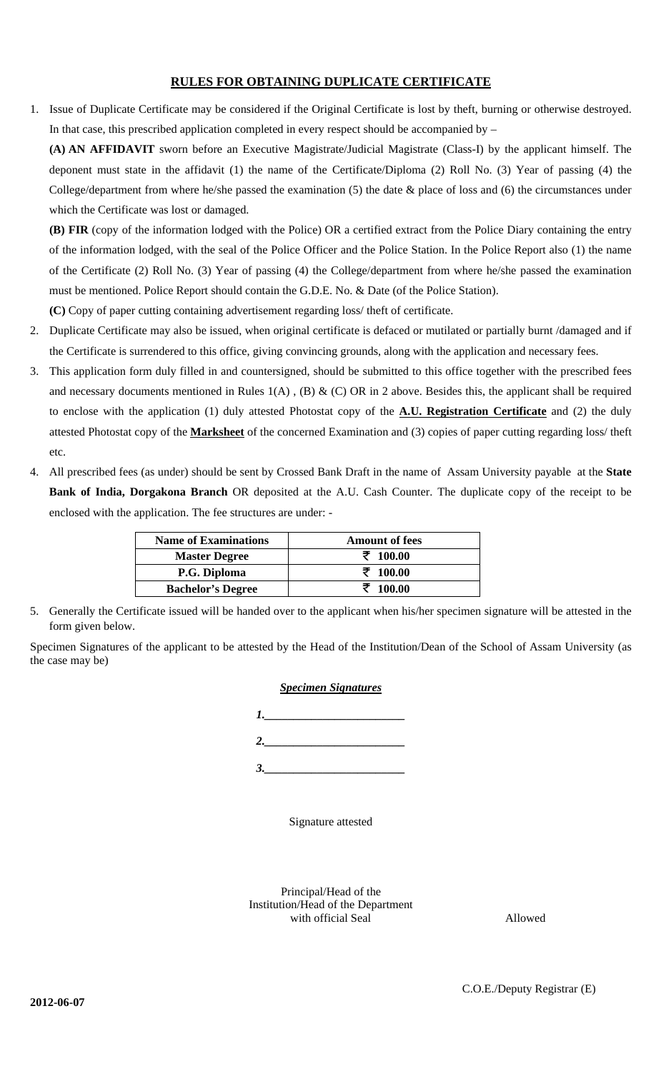## RULES FOR OBTAINING DUPLICATE CERTIFICATE

1. Issue of Duplicate Certificate may be considered if the Original Certificate is lost by theft, burning or otherwise destroyed. In that case, this prescribed application completed in every respect should be accompanied by –

   **(A) AN AFFIDAVIT** sworn before an Executive Magistrate/Judicial Magistrate (Class-I) by the applicant himself. The deponent must state in the affidavit (1) the name of the Certificate/Diploma (2) Roll No. (3) Year of passing (4) the College/department from where he/she passed the examination (5) the date & place of loss and (6) the circumstances under which the Certificate was lost or damaged.

   **(B) FIR** (copy of the information lodged with the Police) OR a certified extract from the Police Diary containing the entry of the information lodged, with the seal of the Police Officer and the Police Station. In the Police Report also (1) the name of the Certificate (2) Roll No. (3) Year of passing (4) the College/department from where he/she passed the examination must be mentioned. Police Report should contain the G.D.E. No. & Date (of the Police Station).

   **(C)** Copy of paper cutting containing advertisement regarding loss/ theft of certificate.

2. Duplicate Certificate may also be issued, when original certificate is defaced or mutilated or partially burnt /damaged and if the Certificate is surrendered to this office, giving convincing grounds, along with the application and necessary fees.

3. This application form duly filled in and countersigned, should be submitted to this office together with the prescribed fees and necessary documents mentioned in Rules 1(A) , (B) & (C) OR in 2 above. Besides this, the applicant shall be required to enclose with the application (1) duly attested Photostat copy of the **A.U. Registration Certificate** and (2) the duly attested Photostat copy of the **Marksheet** of the concerned Examination and (3) copies of paper cutting regarding loss/ theft etc.

4. All prescribed fees (as under) should be sent by Crossed Bank Draft in the name of Assam University payable at the **State Bank of India, Dorgakona Branch** OR deposited at the A.U. Cash Counter. The duplicate copy of the receipt to be enclosed with the application. The fee structures are under: -

| Name of Examinations | Amount of fees |
|---|---|
| Master Degree | ₹ 100.00 |
| P.G. Diploma | ₹ 100.00 |
| Bachelor's Degree | ₹ 100.00 |

5. Generally the Certificate issued will be handed over to the applicant when his/her specimen signature will be attested in the form given below.

Specimen Signatures of the applicant to be attested by the Head of the Institution/Dean of the School of Assam University (as the case may be)

***Specimen Signatures***

*1.*\_\_\_\_\_\_\_\_\_\_\_\_\_\_\_\_\_\_\_\_\_\_\_\_

*2.*\_\_\_\_\_\_\_\_\_\_\_\_\_\_\_\_\_\_\_\_\_\_\_\_

*3.*\_\_\_\_\_\_\_\_\_\_\_\_\_\_\_\_\_\_\_\_\_\_\_\_

Signature attested

Principal/Head of the
Institution/Head of the Department
with official Seal

Allowed

C.O.E./Deputy Registrar (E)

**2012-06-07**